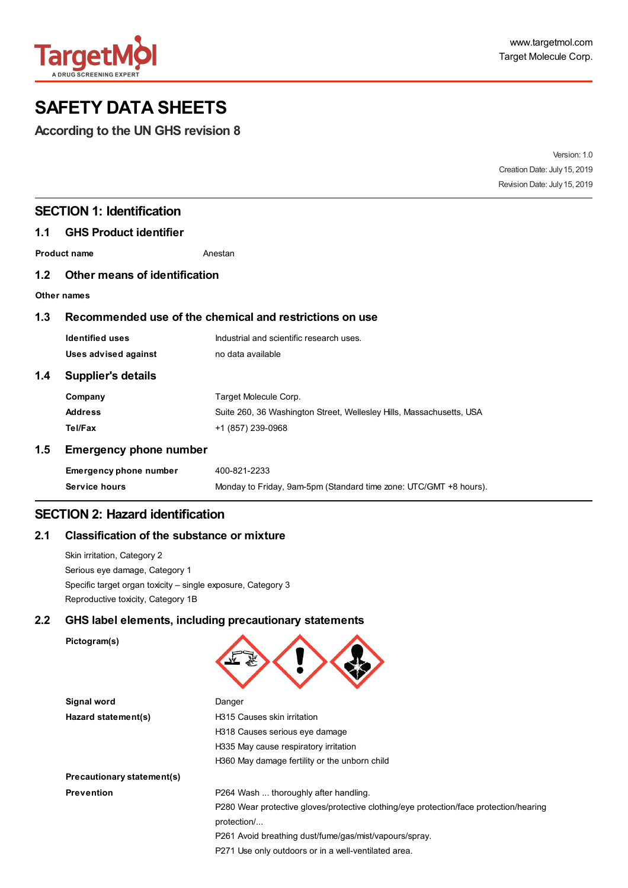www.targetmol.com
Target Molecule Corp.

# SAFETY DATA SHEETS

**According to the UN GHS revision 8**

Version: 1.0
Creation Date: July 15, 2019
Revision Date: July 15, 2019

## SECTION 1: Identification

### 1.1 GHS Product identifier

| | |
|---|---|
| **Product name** | Anestan |

### 1.2 Other means of identification

**Other names**

### 1.3 Recommended use of the chemical and restrictions on use

| | |
|---|---|
| **Identified uses** | Industrial and scientific research uses. |
| **Uses advised against** | no data available |

### 1.4 Supplier's details

| | |
|---|---|
| **Company** | Target Molecule Corp. |
| **Address** | Suite 260, 36 Washington Street, Wellesley Hills, Massachusetts, USA |
| **Tel/Fax** | +1 (857) 239-0968 |

### 1.5 Emergency phone number

| | |
|---|---|
| **Emergency phone number** | 400-821-2233 |
| **Service hours** | Monday to Friday, 9am-5pm (Standard time zone: UTC/GMT +8 hours). |

## SECTION 2: Hazard identification

### 2.1 Classification of the substance or mixture

Skin irritation, Category 2
Serious eye damage, Category 1
Specific target organ toxicity – single exposure, Category 3
Reproductive toxicity, Category 1B

### 2.2 GHS label elements, including precautionary statements

**Pictogram(s)**

**Signal word** Danger

**Hazard statement(s)**

H315 Causes skin irritation
H318 Causes serious eye damage
H335 May cause respiratory irritation
H360 May damage fertility or the unborn child

**Precautionary statement(s)**

**Prevention**

P264 Wash ... thoroughly after handling.
P280 Wear protective gloves/protective clothing/eye protection/face protection/hearing protection/...
P261 Avoid breathing dust/fume/gas/mist/vapours/spray.
P271 Use only outdoors or in a well-ventilated area.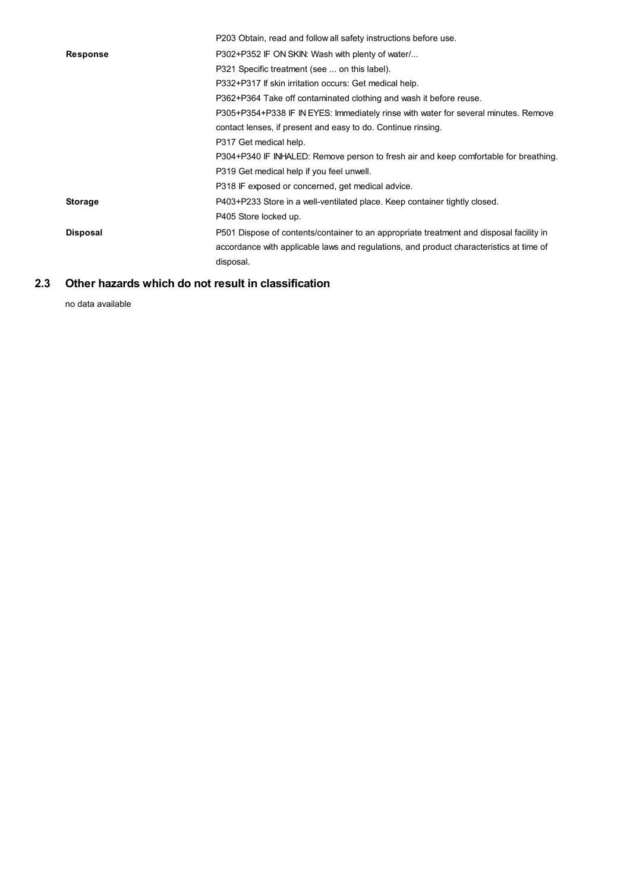|  | P203 Obtain, read and follow all safety instructions before use. |
| --- | --- |
| **Response** | P302+P352 IF ON SKIN: Wash with plenty of water/... |
|  | P321 Specific treatment (see ... on this label). |
|  | P332+P317 If skin irritation occurs: Get medical help. |
|  | P362+P364 Take off contaminated clothing and wash it before reuse. |
|  | P305+P354+P338 IF IN EYES: Immediately rinse with water for several minutes. Remove contact lenses, if present and easy to do. Continue rinsing. |
|  | P317 Get medical help. |
|  | P304+P340 IF INHALED: Remove person to fresh air and keep comfortable for breathing. |
|  | P319 Get medical help if you feel unwell. |
|  | P318 IF exposed or concerned, get medical advice. |
| **Storage** | P403+P233 Store in a well-ventilated place. Keep container tightly closed. |
|  | P405 Store locked up. |
| **Disposal** | P501 Dispose of contents/container to an appropriate treatment and disposal facility in accordance with applicable laws and regulations, and product characteristics at time of disposal. |

## 2.3 Other hazards which do not result in classification

no data available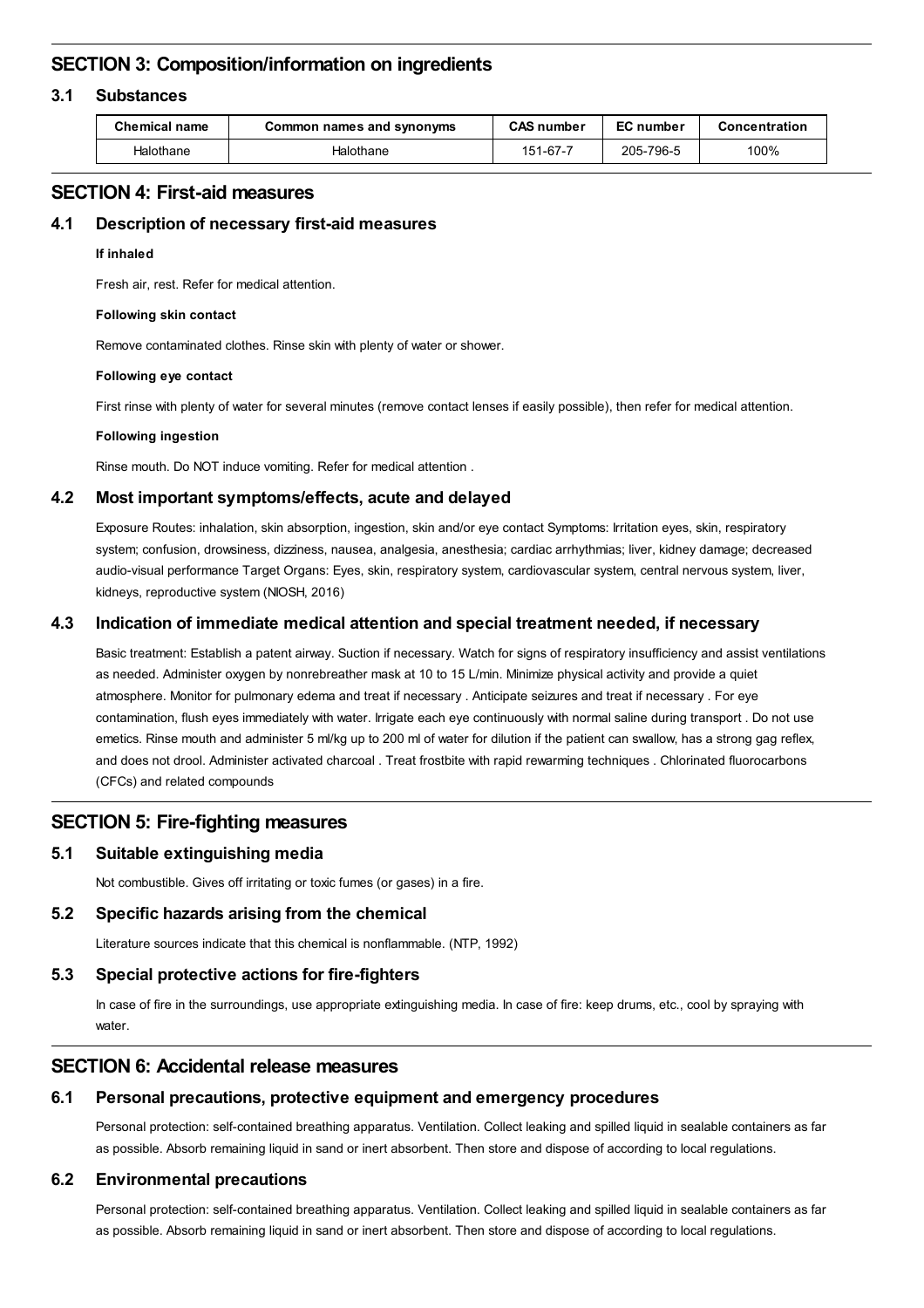## SECTION 3: Composition/information on ingredients

### 3.1 Substances

| Chemical name | Common names and synonyms | CAS number | EC number | Concentration |
|---|---|---|---|---|
| Halothane | Halothane | 151-67-7 | 205-796-5 | 100% |

## SECTION 4: First-aid measures

### 4.1 Description of necessary first-aid measures

**If inhaled**

Fresh air, rest. Refer for medical attention.

**Following skin contact**

Remove contaminated clothes. Rinse skin with plenty of water or shower.

**Following eye contact**

First rinse with plenty of water for several minutes (remove contact lenses if easily possible), then refer for medical attention.

**Following ingestion**

Rinse mouth. Do NOT induce vomiting. Refer for medical attention .

### 4.2 Most important symptoms/effects, acute and delayed

Exposure Routes: inhalation, skin absorption, ingestion, skin and/or eye contact Symptoms: Irritation eyes, skin, respiratory system; confusion, drowsiness, dizziness, nausea, analgesia, anesthesia; cardiac arrhythmias; liver, kidney damage; decreased audio-visual performance Target Organs: Eyes, skin, respiratory system, cardiovascular system, central nervous system, liver, kidneys, reproductive system (NIOSH, 2016)

### 4.3 Indication of immediate medical attention and special treatment needed, if necessary

Basic treatment: Establish a patent airway. Suction if necessary. Watch for signs of respiratory insufficiency and assist ventilations as needed. Administer oxygen by nonrebreather mask at 10 to 15 L/min. Minimize physical activity and provide a quiet atmosphere. Monitor for pulmonary edema and treat if necessary . Anticipate seizures and treat if necessary . For eye contamination, flush eyes immediately with water. Irrigate each eye continuously with normal saline during transport . Do not use emetics. Rinse mouth and administer 5 ml/kg up to 200 ml of water for dilution if the patient can swallow, has a strong gag reflex, and does not drool. Administer activated charcoal . Treat frostbite with rapid rewarming techniques . Chlorinated fluorocarbons (CFCs) and related compounds

## SECTION 5: Fire-fighting measures

### 5.1 Suitable extinguishing media

Not combustible. Gives off irritating or toxic fumes (or gases) in a fire.

### 5.2 Specific hazards arising from the chemical

Literature sources indicate that this chemical is nonflammable. (NTP, 1992)

### 5.3 Special protective actions for fire-fighters

In case of fire in the surroundings, use appropriate extinguishing media. In case of fire: keep drums, etc., cool by spraying with water.

## SECTION 6: Accidental release measures

### 6.1 Personal precautions, protective equipment and emergency procedures

Personal protection: self-contained breathing apparatus. Ventilation. Collect leaking and spilled liquid in sealable containers as far as possible. Absorb remaining liquid in sand or inert absorbent. Then store and dispose of according to local regulations.

### 6.2 Environmental precautions

Personal protection: self-contained breathing apparatus. Ventilation. Collect leaking and spilled liquid in sealable containers as far as possible. Absorb remaining liquid in sand or inert absorbent. Then store and dispose of according to local regulations.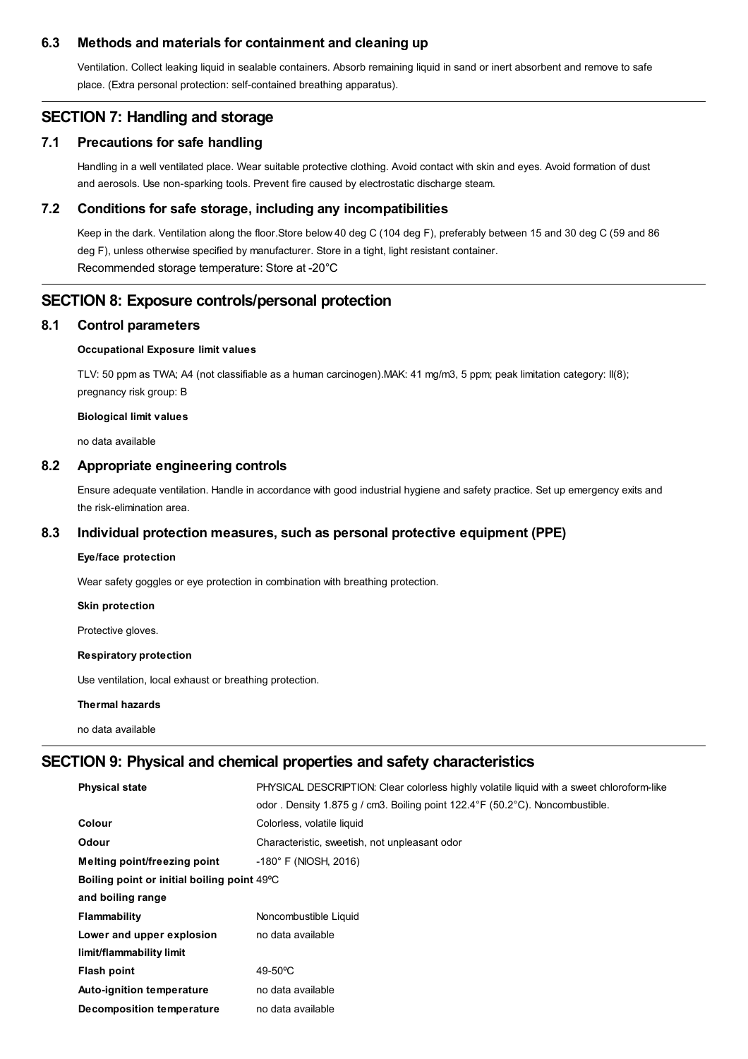### 6.3 Methods and materials for containment and cleaning up

Ventilation. Collect leaking liquid in sealable containers. Absorb remaining liquid in sand or inert absorbent and remove to safe place. (Extra personal protection: self-contained breathing apparatus).

## SECTION 7: Handling and storage

### 7.1 Precautions for safe handling

Handling in a well ventilated place. Wear suitable protective clothing. Avoid contact with skin and eyes. Avoid formation of dust and aerosols. Use non-sparking tools. Prevent fire caused by electrostatic discharge steam.

### 7.2 Conditions for safe storage, including any incompatibilities

Keep in the dark. Ventilation along the floor.Store below 40 deg C (104 deg F), preferably between 15 and 30 deg C (59 and 86 deg F), unless otherwise specified by manufacturer. Store in a tight, light resistant container.
Recommended storage temperature: Store at -20°C

## SECTION 8: Exposure controls/personal protection

### 8.1 Control parameters

**Occupational Exposure limit values**

TLV: 50 ppm as TWA; A4 (not classifiable as a human carcinogen).MAK: 41 mg/m3, 5 ppm; peak limitation category: II(8); pregnancy risk group: B

**Biological limit values**

no data available

### 8.2 Appropriate engineering controls

Ensure adequate ventilation. Handle in accordance with good industrial hygiene and safety practice. Set up emergency exits and the risk-elimination area.

### 8.3 Individual protection measures, such as personal protective equipment (PPE)

**Eye/face protection**

Wear safety goggles or eye protection in combination with breathing protection.

**Skin protection**

Protective gloves.

**Respiratory protection**

Use ventilation, local exhaust or breathing protection.

**Thermal hazards**

no data available

## SECTION 9: Physical and chemical properties and safety characteristics

| | |
|---|---|
| **Physical state** | PHYSICAL DESCRIPTION: Clear colorless highly volatile liquid with a sweet chloroform-like odor . Density 1.875 g / cm3. Boiling point 122.4°F (50.2°C). Noncombustible. |
| **Colour** | Colorless, volatile liquid |
| **Odour** | Characteristic, sweetish, not unpleasant odor |
| **Melting point/freezing point** | -180° F (NIOSH, 2016) |
| **Boiling point or initial boiling point and boiling range** | 49ºC |
| **Flammability** | Noncombustible Liquid |
| **Lower and upper explosion limit/flammability limit** | no data available |
| **Flash point** | 49-50ºC |
| **Auto-ignition temperature** | no data available |
| **Decomposition temperature** | no data available |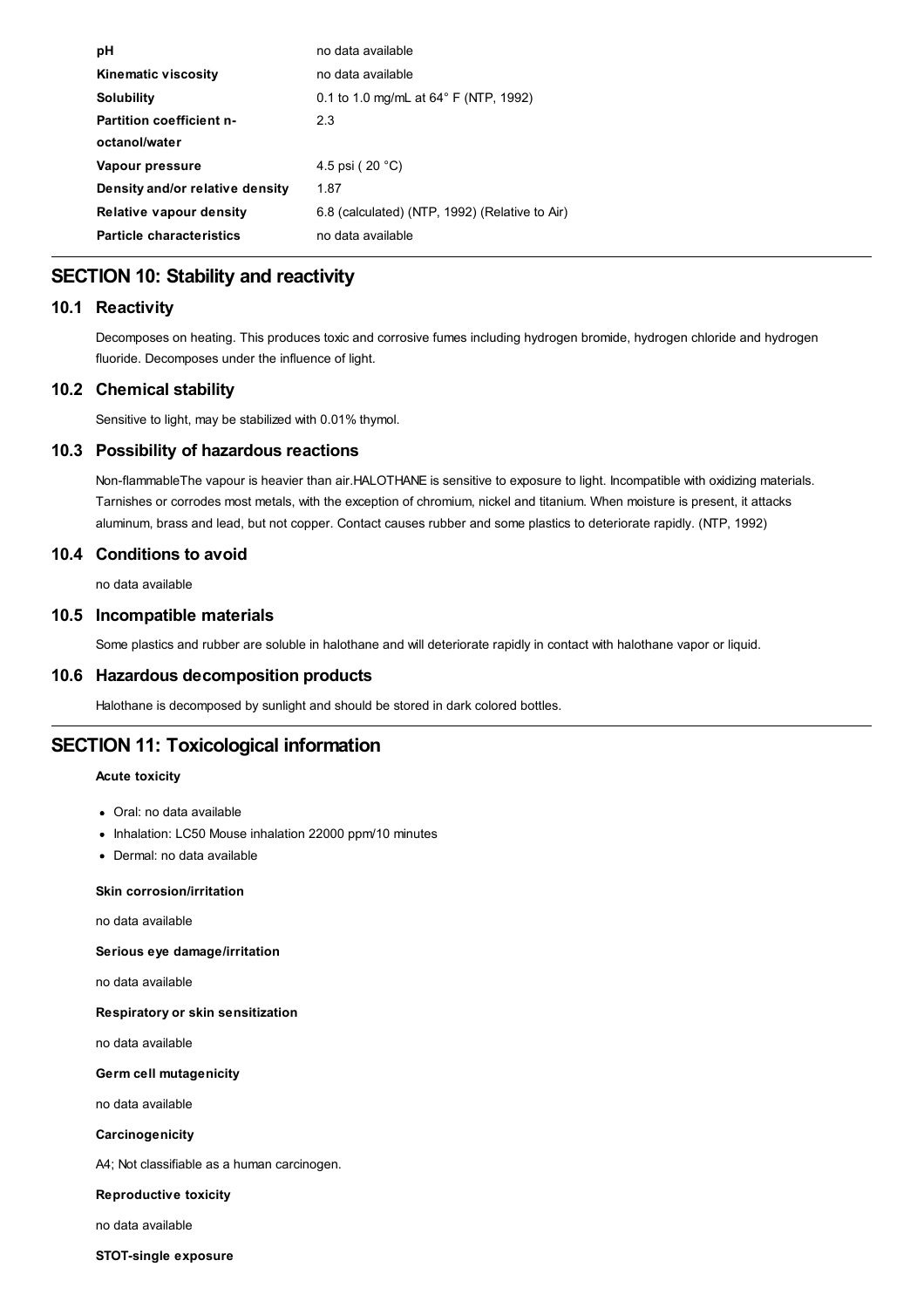| | |
|---|---|
| **pH** | no data available |
| **Kinematic viscosity** | no data available |
| **Solubility** | 0.1 to 1.0 mg/mL at 64° F (NTP, 1992) |
| **Partition coefficient n-octanol/water** | 2.3 |
| **Vapour pressure** | 4.5 psi ( 20 °C) |
| **Density and/or relative density** | 1.87 |
| **Relative vapour density** | 6.8 (calculated) (NTP, 1992) (Relative to Air) |
| **Particle characteristics** | no data available |

## SECTION 10: Stability and reactivity

### 10.1 Reactivity

Decomposes on heating. This produces toxic and corrosive fumes including hydrogen bromide, hydrogen chloride and hydrogen fluoride. Decomposes under the influence of light.

### 10.2 Chemical stability

Sensitive to light, may be stabilized with 0.01% thymol.

### 10.3 Possibility of hazardous reactions

Non-flammableThe vapour is heavier than air.HALOTHANE is sensitive to exposure to light. Incompatible with oxidizing materials. Tarnishes or corrodes most metals, with the exception of chromium, nickel and titanium. When moisture is present, it attacks aluminum, brass and lead, but not copper. Contact causes rubber and some plastics to deteriorate rapidly. (NTP, 1992)

### 10.4 Conditions to avoid

no data available

### 10.5 Incompatible materials

Some plastics and rubber are soluble in halothane and will deteriorate rapidly in contact with halothane vapor or liquid.

### 10.6 Hazardous decomposition products

Halothane is decomposed by sunlight and should be stored in dark colored bottles.

## SECTION 11: Toxicological information

**Acute toxicity**

- Oral: no data available
- Inhalation: LC50 Mouse inhalation 22000 ppm/10 minutes
- Dermal: no data available

**Skin corrosion/irritation**

no data available

**Serious eye damage/irritation**

no data available

**Respiratory or skin sensitization**

no data available

**Germ cell mutagenicity**

no data available

**Carcinogenicity**

A4; Not classifiable as a human carcinogen.

**Reproductive toxicity**

no data available

**STOT-single exposure**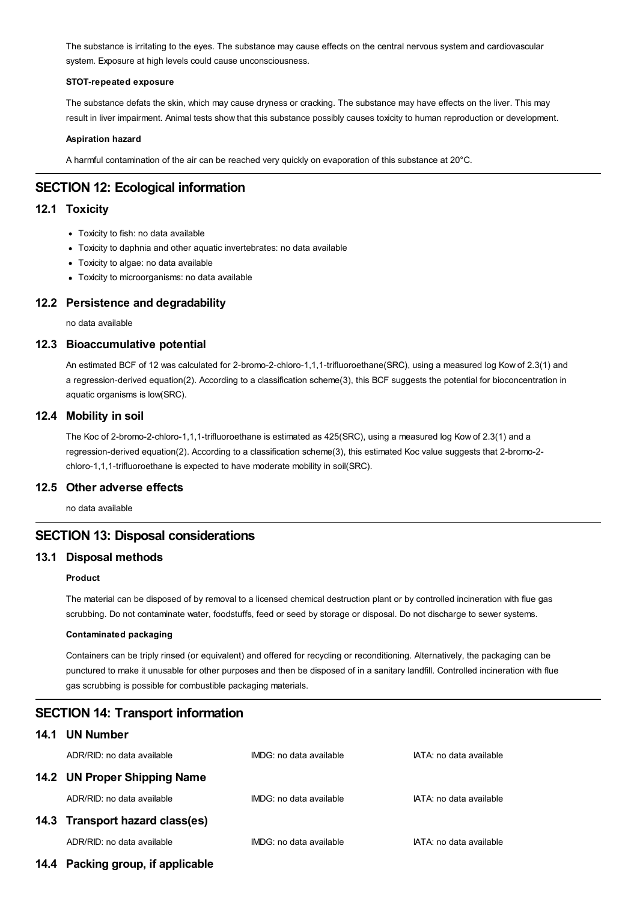The substance is irritating to the eyes. The substance may cause effects on the central nervous system and cardiovascular system. Exposure at high levels could cause unconsciousness.

**STOT-repeated exposure**

The substance defats the skin, which may cause dryness or cracking. The substance may have effects on the liver. This may result in liver impairment. Animal tests show that this substance possibly causes toxicity to human reproduction or development.

**Aspiration hazard**

A harmful contamination of the air can be reached very quickly on evaporation of this substance at 20°C.

## SECTION 12: Ecological information

### 12.1 Toxicity

- Toxicity to fish: no data available
- Toxicity to daphnia and other aquatic invertebrates: no data available
- Toxicity to algae: no data available
- Toxicity to microorganisms: no data available

### 12.2 Persistence and degradability

no data available

### 12.3 Bioaccumulative potential

An estimated BCF of 12 was calculated for 2-bromo-2-chloro-1,1,1-trifluoroethane(SRC), using a measured log Kow of 2.3(1) and a regression-derived equation(2). According to a classification scheme(3), this BCF suggests the potential for bioconcentration in aquatic organisms is low(SRC).

### 12.4 Mobility in soil

The Koc of 2-bromo-2-chloro-1,1,1-trifluoroethane is estimated as 425(SRC), using a measured log Kow of 2.3(1) and a regression-derived equation(2). According to a classification scheme(3), this estimated Koc value suggests that 2-bromo-2-chloro-1,1,1-trifluoroethane is expected to have moderate mobility in soil(SRC).

### 12.5 Other adverse effects

no data available

## SECTION 13: Disposal considerations

### 13.1 Disposal methods

**Product**

The material can be disposed of by removal to a licensed chemical destruction plant or by controlled incineration with flue gas scrubbing. Do not contaminate water, foodstuffs, feed or seed by storage or disposal. Do not discharge to sewer systems.

**Contaminated packaging**

Containers can be triply rinsed (or equivalent) and offered for recycling or reconditioning. Alternatively, the packaging can be punctured to make it unusable for other purposes and then be disposed of in a sanitary landfill. Controlled incineration with flue gas scrubbing is possible for combustible packaging materials.

## SECTION 14: Transport information

### 14.1 UN Number

| ADR/RID: no data available | IMDG: no data available | IATA: no data available |
|---|---|---|

### 14.2 UN Proper Shipping Name

| ADR/RID: no data available | IMDG: no data available | IATA: no data available |
|---|---|---|

### 14.3 Transport hazard class(es)

| ADR/RID: no data available | IMDG: no data available | IATA: no data available |
|---|---|---|

### 14.4 Packing group, if applicable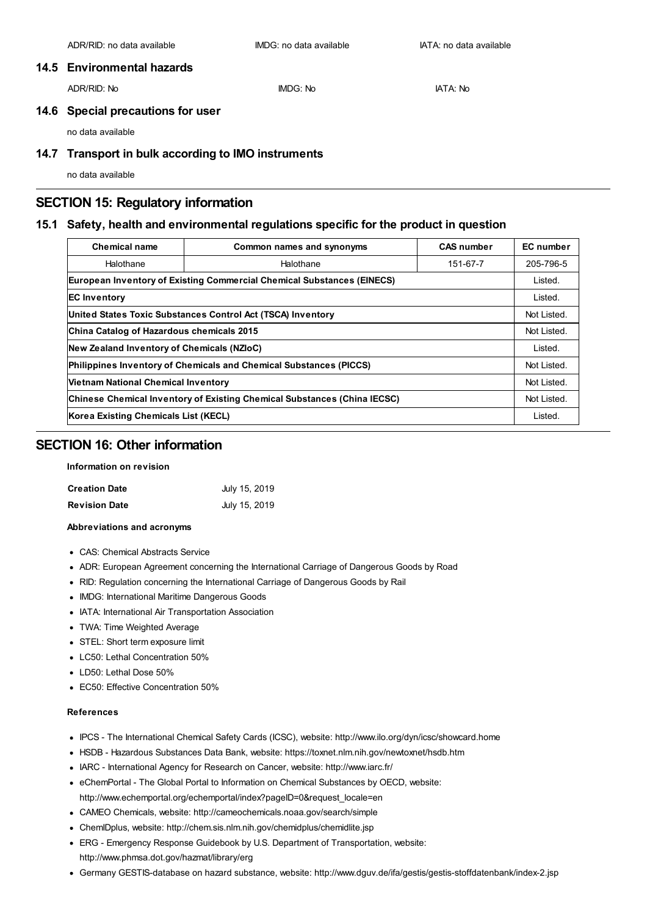ADR/RID: no data available | IMDG: no data available | IATA: no data available

### 14.5 Environmental hazards

ADR/RID: No | IMDG: No | IATA: No

### 14.6 Special precautions for user

no data available

### 14.7 Transport in bulk according to IMO instruments

no data available

## SECTION 15: Regulatory information

### 15.1 Safety, health and environmental regulations specific for the product in question

| Chemical name | Common names and synonyms | CAS number | EC number |
|---|---|---|---|
| Halothane | Halothane | 151-67-7 | 205-796-5 |
| **European Inventory of Existing Commercial Chemical Substances (EINECS)** | | | Listed. |
| **EC Inventory** | | | Listed. |
| **United States Toxic Substances Control Act (TSCA) Inventory** | | | Not Listed. |
| **China Catalog of Hazardous chemicals 2015** | | | Not Listed. |
| **New Zealand Inventory of Chemicals (NZIoC)** | | | Listed. |
| **Philippines Inventory of Chemicals and Chemical Substances (PICCS)** | | | Not Listed. |
| **Vietnam National Chemical Inventory** | | | Not Listed. |
| **Chinese Chemical Inventory of Existing Chemical Substances (China IECSC)** | | | Not Listed. |
| **Korea Existing Chemicals List (KECL)** | | | Listed. |

## SECTION 16: Other information

**Information on revision**

| | |
|---|---|
| **Creation Date** | July 15, 2019 |
| **Revision Date** | July 15, 2019 |

**Abbreviations and acronyms**

- CAS: Chemical Abstracts Service
- ADR: European Agreement concerning the International Carriage of Dangerous Goods by Road
- RID: Regulation concerning the International Carriage of Dangerous Goods by Rail
- IMDG: International Maritime Dangerous Goods
- IATA: International Air Transportation Association
- TWA: Time Weighted Average
- STEL: Short term exposure limit
- LC50: Lethal Concentration 50%
- LD50: Lethal Dose 50%
- EC50: Effective Concentration 50%

**References**

- IPCS - The International Chemical Safety Cards (ICSC), website: http://www.ilo.org/dyn/icsc/showcard.home
- HSDB - Hazardous Substances Data Bank, website: https://toxnet.nlm.nih.gov/newtoxnet/hsdb.htm
- IARC - International Agency for Research on Cancer, website: http://www.iarc.fr/
- eChemPortal - The Global Portal to Information on Chemical Substances by OECD, website: http://www.echemportal.org/echemportal/index?pageID=0&request_locale=en
- CAMEO Chemicals, website: http://cameochemicals.noaa.gov/search/simple
- ChemIDplus, website: http://chem.sis.nlm.nih.gov/chemidplus/chemidlite.jsp
- ERG - Emergency Response Guidebook by U.S. Department of Transportation, website: http://www.phmsa.dot.gov/hazmat/library/erg
- Germany GESTIS-database on hazard substance, website: http://www.dguv.de/ifa/gestis/gestis-stoffdatenbank/index-2.jsp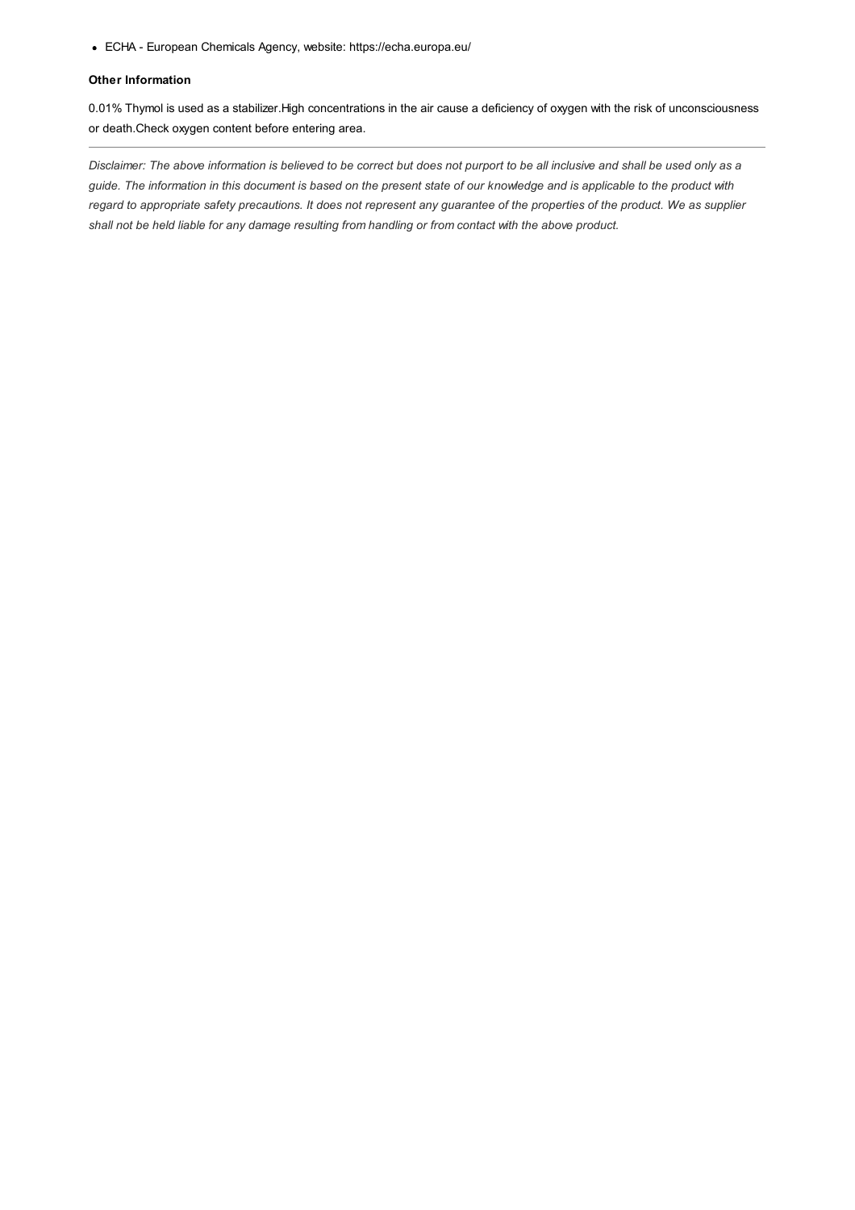- ECHA - European Chemicals Agency, website: https://echa.europa.eu/

**Other Information**

0.01% Thymol is used as a stabilizer.High concentrations in the air cause a deficiency of oxygen with the risk of unconsciousness or death.Check oxygen content before entering area.

---

*Disclaimer: The above information is believed to be correct but does not purport to be all inclusive and shall be used only as a guide. The information in this document is based on the present state of our knowledge and is applicable to the product with regard to appropriate safety precautions. It does not represent any guarantee of the properties of the product. We as supplier shall not be held liable for any damage resulting from handling or from contact with the above product.*